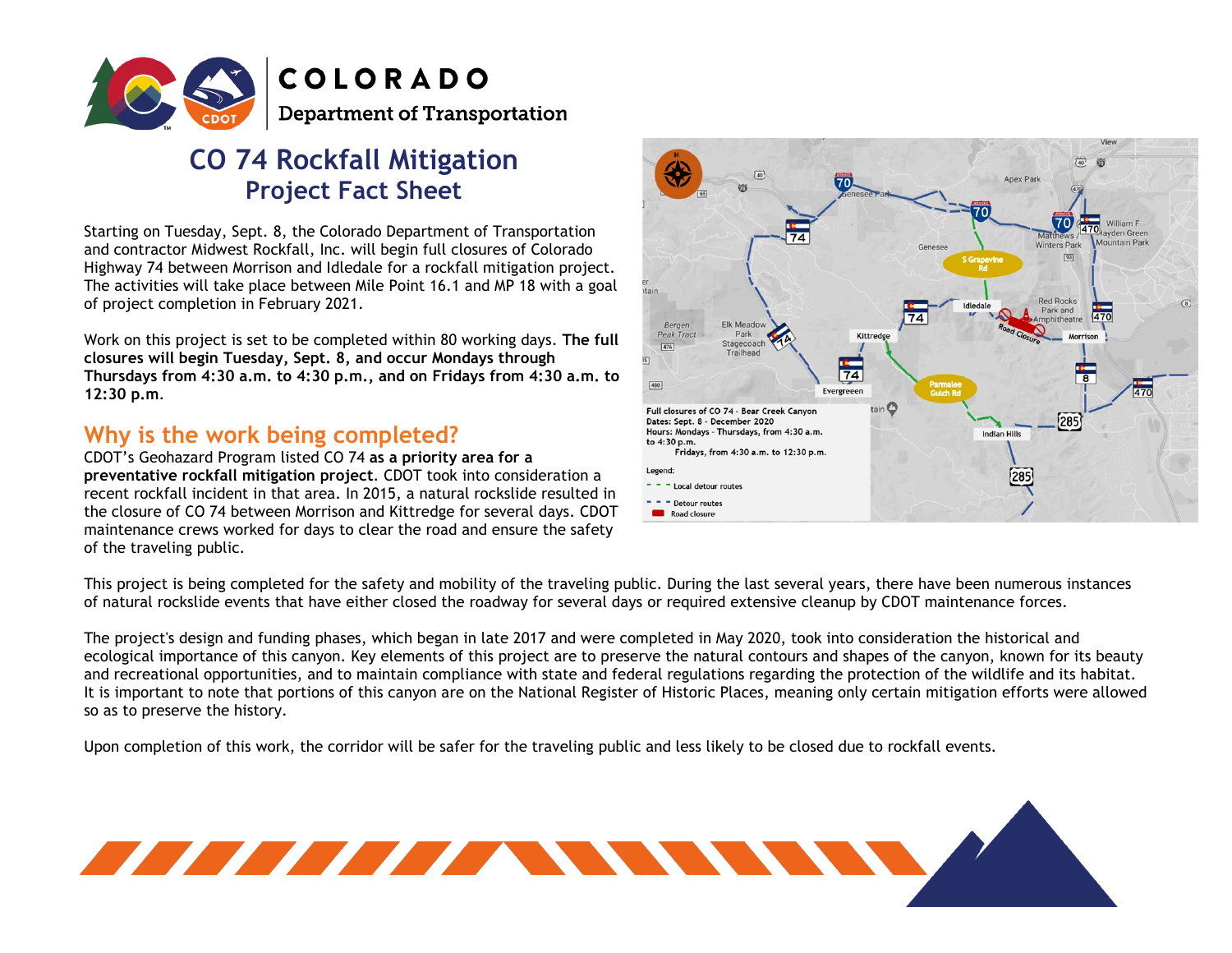COLORADO
Department of Transportation

# CO 74 Rockfall Mitigation
## Project Fact Sheet

Starting on Tuesday, Sept. 8, the Colorado Department of Transportation and contractor Midwest Rockfall, Inc. will begin full closures of Colorado Highway 74 between Morrison and Idledale for a rockfall mitigation project. The activities will take place between Mile Point 16.1 and MP 18 with a goal of project completion in February 2021.

Work on this project is set to be completed within 80 working days. **The full closures will begin Tuesday, Sept. 8, and occur Mondays through Thursdays from 4:30 a.m. to 4:30 p.m., and on Fridays from 4:30 a.m. to 12:30 p.m.**

Full closures of CO 74 - Bear Creek Canyon
Dates: Sept. 8 - December 2020
Hours: Mondays - Thursdays, from 4:30 a.m. to 4:30 p.m.
Fridays, from 4:30 a.m. to 12:30 p.m.

Legend:
- Local detour routes
- Detour routes
- Road closure

## Why is the work being completed?

CDOT's Geohazard Program listed CO 74 **as a priority area for a preventative rockfall mitigation project**. CDOT took into consideration a recent rockfall incident in that area. In 2015, a natural rockslide resulted in the closure of CO 74 between Morrison and Kittredge for several days. CDOT maintenance crews worked for days to clear the road and ensure the safety of the traveling public.

This project is being completed for the safety and mobility of the traveling public. During the last several years, there have been numerous instances of natural rockslide events that have either closed the roadway for several days or required extensive cleanup by CDOT maintenance forces.

The project's design and funding phases, which began in late 2017 and were completed in May 2020, took into consideration the historical and ecological importance of this canyon. Key elements of this project are to preserve the natural contours and shapes of the canyon, known for its beauty and recreational opportunities, and to maintain compliance with state and federal regulations regarding the protection of the wildlife and its habitat. It is important to note that portions of this canyon are on the National Register of Historic Places, meaning only certain mitigation efforts were allowed so as to preserve the history.

Upon completion of this work, the corridor will be safer for the traveling public and less likely to be closed due to rockfall events.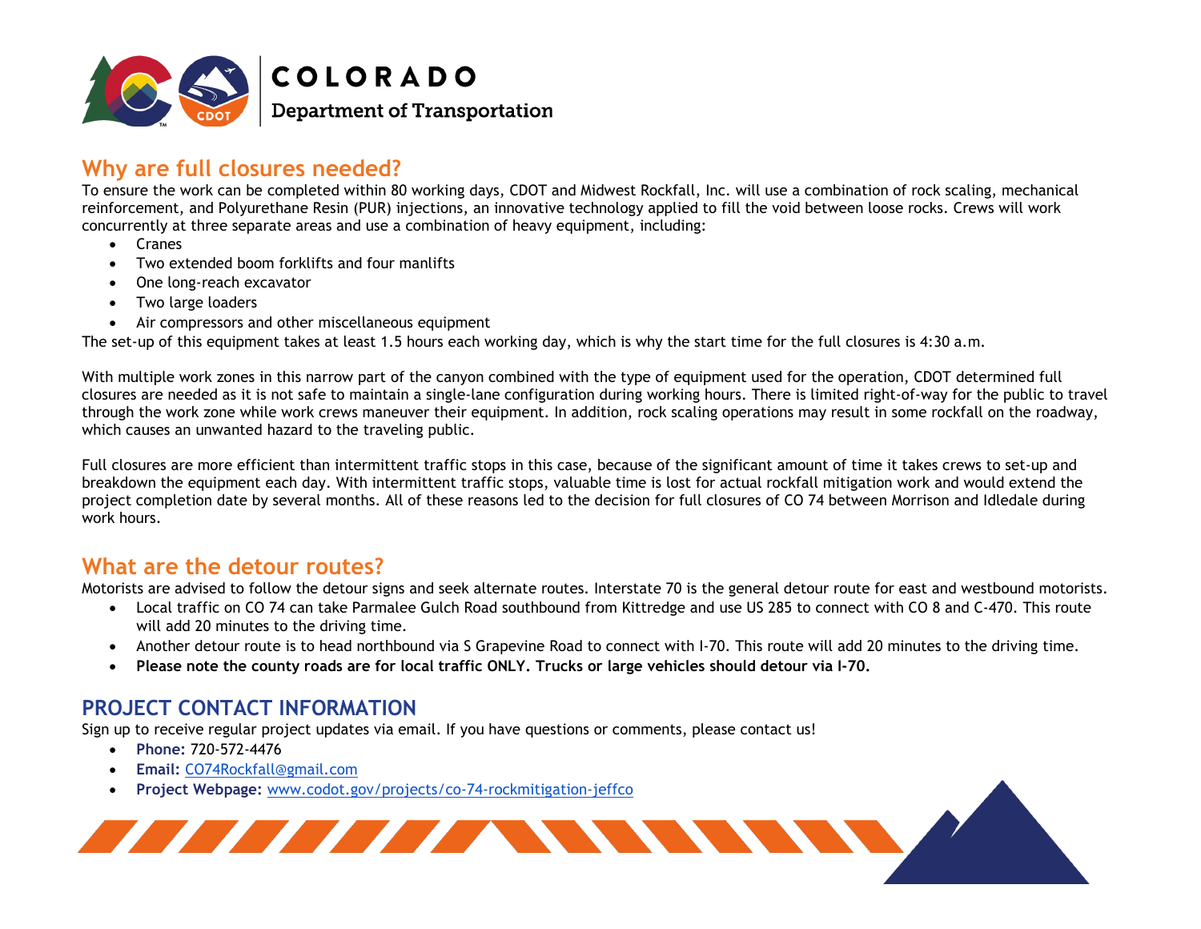COLORADO

Department of Transportation

## Why are full closures needed?

To ensure the work can be completed within 80 working days, CDOT and Midwest Rockfall, Inc. will use a combination of rock scaling, mechanical reinforcement, and Polyurethane Resin (PUR) injections, an innovative technology applied to fill the void between loose rocks. Crews will work concurrently at three separate areas and use a combination of heavy equipment, including:

- Cranes
- Two extended boom forklifts and four manlifts
- One long-reach excavator
- Two large loaders
- Air compressors and other miscellaneous equipment

The set-up of this equipment takes at least 1.5 hours each working day, which is why the start time for the full closures is 4:30 a.m.

With multiple work zones in this narrow part of the canyon combined with the type of equipment used for the operation, CDOT determined full closures are needed as it is not safe to maintain a single-lane configuration during working hours. There is limited right-of-way for the public to travel through the work zone while work crews maneuver their equipment. In addition, rock scaling operations may result in some rockfall on the roadway, which causes an unwanted hazard to the traveling public.

Full closures are more efficient than intermittent traffic stops in this case, because of the significant amount of time it takes crews to set-up and breakdown the equipment each day. With intermittent traffic stops, valuable time is lost for actual rockfall mitigation work and would extend the project completion date by several months. All of these reasons led to the decision for full closures of CO 74 between Morrison and Idledale during work hours.

## What are the detour routes?

Motorists are advised to follow the detour signs and seek alternate routes. Interstate 70 is the general detour route for east and westbound motorists.

- Local traffic on CO 74 can take Parmalee Gulch Road southbound from Kittredge and use US 285 to connect with CO 8 and C-470. This route will add 20 minutes to the driving time.
- Another detour route is to head northbound via S Grapevine Road to connect with I-70. This route will add 20 minutes to the driving time.
- **Please note the county roads are for local traffic ONLY. Trucks or large vehicles should detour via I-70.**

## PROJECT CONTACT INFORMATION

Sign up to receive regular project updates via email. If you have questions or comments, please contact us!

- **Phone:** 720-572-4476
- **Email:** [CO74Rockfall@gmail.com](mailto:CO74Rockfall@gmail.com)
- **Project Webpage:** [www.codot.gov/projects/co-74-rockmitigation-jeffco](http://www.codot.gov/projects/co-74-rockmitigation-jeffco)